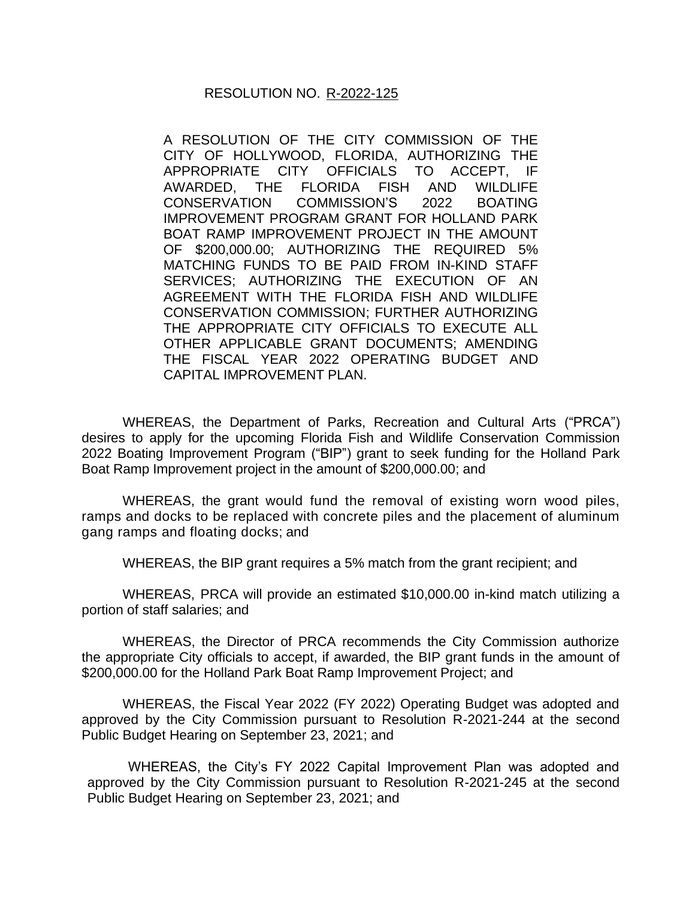# RESOLUTION NO. R-2022-125

A RESOLUTION OF THE CITY COMMISSION OF THE CITY OF HOLLYWOOD, FLORIDA, AUTHORIZING THE APPROPRIATE CITY OFFICIALS TO ACCEPT, IF AWARDED, THE FLORIDA FISH AND WILDLIFE CONSERVATION COMMISSION'S 2022 BOATING IMPROVEMENT PROGRAM GRANT FOR HOLLAND PARK BOAT RAMP IMPROVEMENT PROJECT IN THE AMOUNT OF $200,000.00; AUTHORIZING THE REQUIRED 5% MATCHING FUNDS TO BE PAID FROM IN-KIND STAFF SERVICES; AUTHORIZING THE EXECUTION OF AN AGREEMENT WITH THE FLORIDA FISH AND WILDLIFE CONSERVATION COMMISSION; FURTHER AUTHORIZING THE APPROPRIATE CITY OFFICIALS TO EXECUTE ALL OTHER APPLICABLE GRANT DOCUMENTS; AMENDING THE FISCAL YEAR 2022 OPERATING BUDGET AND CAPITAL IMPROVEMENT PLAN.

WHEREAS, the Department of Parks, Recreation and Cultural Arts ("PRCA") desires to apply for the upcoming Florida Fish and Wildlife Conservation Commission 2022 Boating Improvement Program ("BIP") grant to seek funding for the Holland Park Boat Ramp Improvement project in the amount of $200,000.00; and

WHEREAS, the grant would fund the removal of existing worn wood piles, ramps and docks to be replaced with concrete piles and the placement of aluminum gang ramps and floating docks; and

WHEREAS, the BIP grant requires a 5% match from the grant recipient; and

WHEREAS, PRCA will provide an estimated $10,000.00 in-kind match utilizing a portion of staff salaries; and

WHEREAS, the Director of PRCA recommends the City Commission authorize the appropriate City officials to accept, if awarded, the BIP grant funds in the amount of $200,000.00 for the Holland Park Boat Ramp Improvement Project; and

WHEREAS, the Fiscal Year 2022 (FY 2022) Operating Budget was adopted and approved by the City Commission pursuant to Resolution R-2021-244 at the second Public Budget Hearing on September 23, 2021; and

WHEREAS, the City's FY 2022 Capital Improvement Plan was adopted and approved by the City Commission pursuant to Resolution R-2021-245 at the second Public Budget Hearing on September 23, 2021; and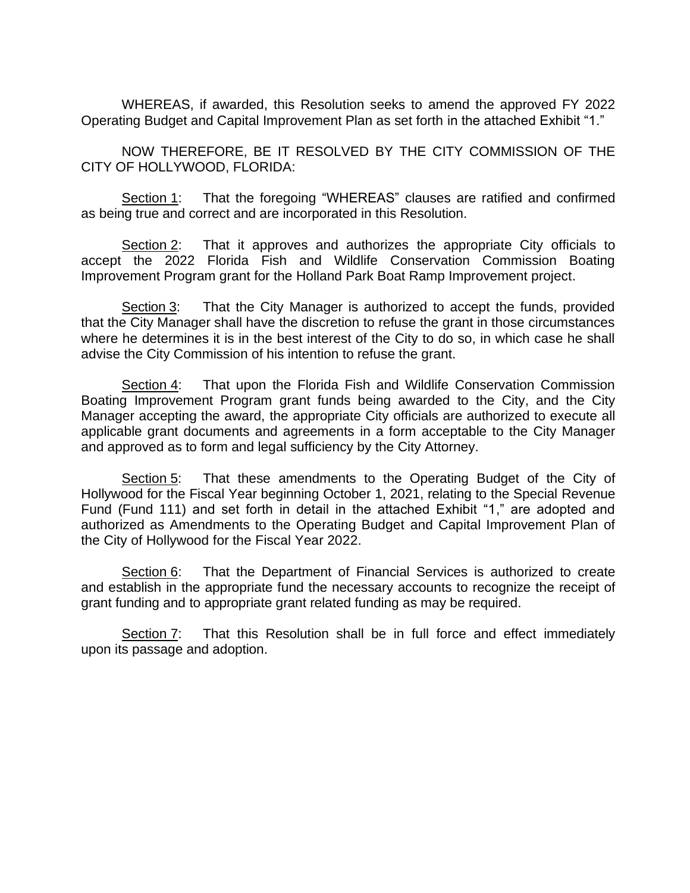WHEREAS, if awarded, this Resolution seeks to amend the approved FY 2022 Operating Budget and Capital Improvement Plan as set forth in the attached Exhibit "1."

NOW THEREFORE, BE IT RESOLVED BY THE CITY COMMISSION OF THE CITY OF HOLLYWOOD, FLORIDA:

Section 1: That the foregoing "WHEREAS" clauses are ratified and confirmed as being true and correct and are incorporated in this Resolution.

Section 2: That it approves and authorizes the appropriate City officials to accept the 2022 Florida Fish and Wildlife Conservation Commission Boating Improvement Program grant for the Holland Park Boat Ramp Improvement project.

Section 3: That the City Manager is authorized to accept the funds, provided that the City Manager shall have the discretion to refuse the grant in those circumstances where he determines it is in the best interest of the City to do so, in which case he shall advise the City Commission of his intention to refuse the grant.

Section 4: That upon the Florida Fish and Wildlife Conservation Commission Boating Improvement Program grant funds being awarded to the City, and the City Manager accepting the award, the appropriate City officials are authorized to execute all applicable grant documents and agreements in a form acceptable to the City Manager and approved as to form and legal sufficiency by the City Attorney.

Section 5: That these amendments to the Operating Budget of the City of Hollywood for the Fiscal Year beginning October 1, 2021, relating to the Special Revenue Fund (Fund 111) and set forth in detail in the attached Exhibit "1," are adopted and authorized as Amendments to the Operating Budget and Capital Improvement Plan of the City of Hollywood for the Fiscal Year 2022.

Section 6: That the Department of Financial Services is authorized to create and establish in the appropriate fund the necessary accounts to recognize the receipt of grant funding and to appropriate grant related funding as may be required.

Section 7: That this Resolution shall be in full force and effect immediately upon its passage and adoption.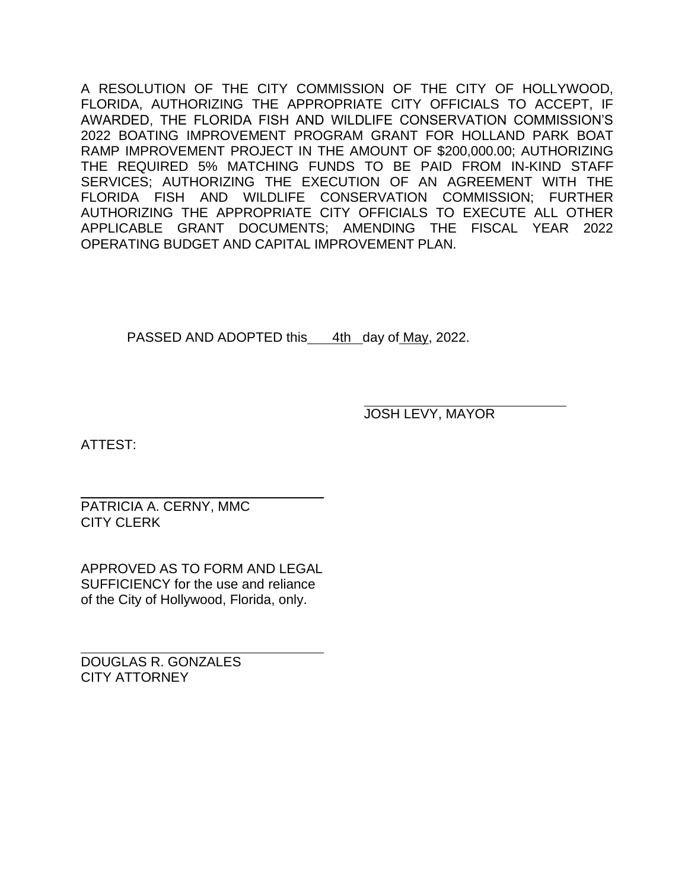A RESOLUTION OF THE CITY COMMISSION OF THE CITY OF HOLLYWOOD, FLORIDA, AUTHORIZING THE APPROPRIATE CITY OFFICIALS TO ACCEPT, IF AWARDED, THE FLORIDA FISH AND WILDLIFE CONSERVATION COMMISSION'S 2022 BOATING IMPROVEMENT PROGRAM GRANT FOR HOLLAND PARK BOAT RAMP IMPROVEMENT PROJECT IN THE AMOUNT OF $200,000.00; AUTHORIZING THE REQUIRED 5% MATCHING FUNDS TO BE PAID FROM IN-KIND STAFF SERVICES; AUTHORIZING THE EXECUTION OF AN AGREEMENT WITH THE FLORIDA FISH AND WILDLIFE CONSERVATION COMMISSION; FURTHER AUTHORIZING THE APPROPRIATE CITY OFFICIALS TO EXECUTE ALL OTHER APPLICABLE GRANT DOCUMENTS; AMENDING THE FISCAL YEAR 2022 OPERATING BUDGET AND CAPITAL IMPROVEMENT PLAN.

PASSED AND ADOPTED this 4th day of May, 2022.

JOSH LEVY, MAYOR

ATTEST:

PATRICIA A. CERNY, MMC
CITY CLERK

APPROVED AS TO FORM AND LEGAL SUFFICIENCY for the use and reliance of the City of Hollywood, Florida, only.

DOUGLAS R. GONZALES
CITY ATTORNEY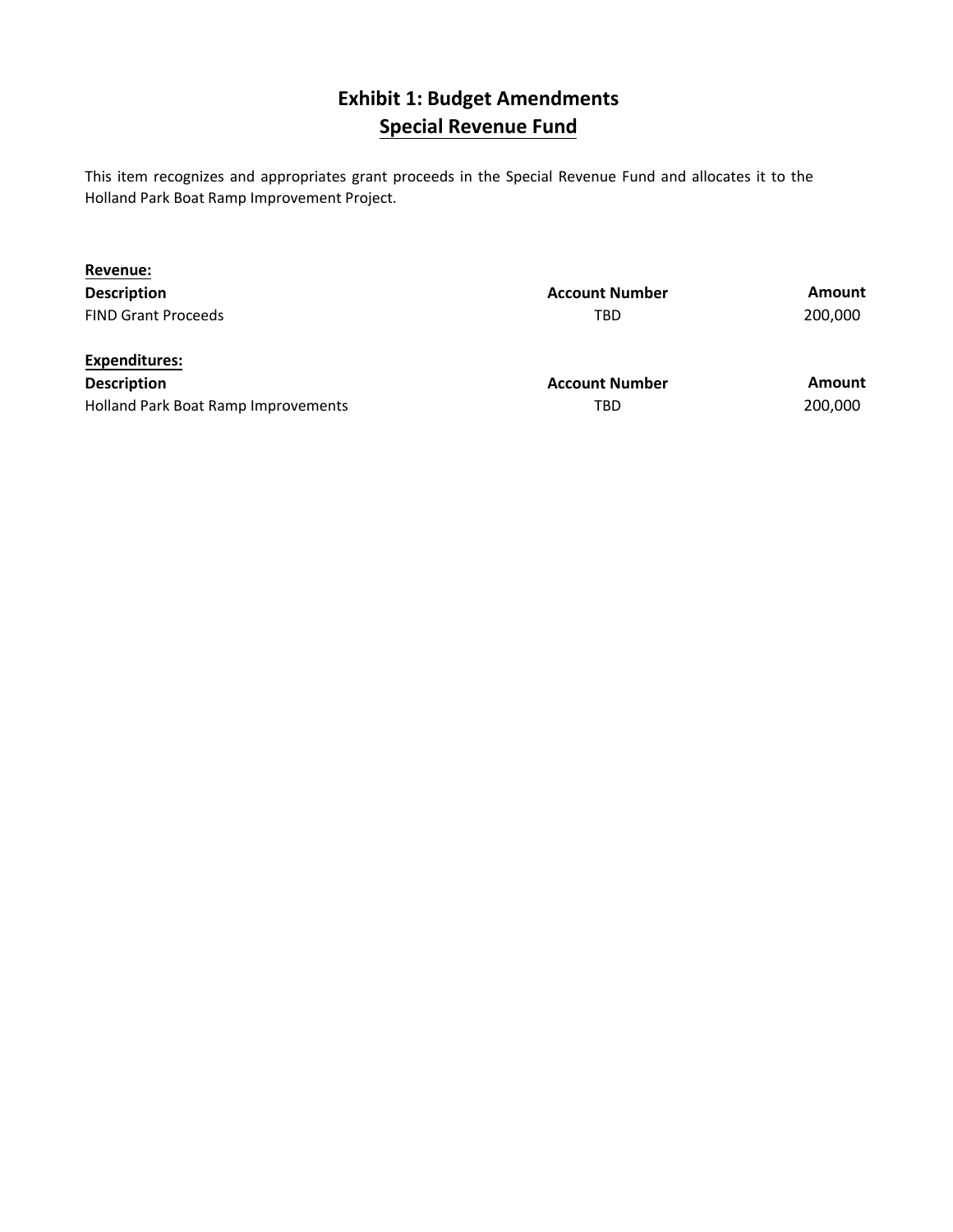# Exhibit 1: Budget Amendments
## Special Revenue Fund

This item recognizes and appropriates grant proceeds in the Special Revenue Fund and allocates it to the Holland Park Boat Ramp Improvement Project.

**Revenue:**

| Description | Account Number | Amount |
| --- | --- | --- |
| FIND Grant Proceeds | TBD | 200,000 |

**Expenditures:**

| Description | Account Number | Amount |
| --- | --- | --- |
| Holland Park Boat Ramp Improvements | TBD | 200,000 |